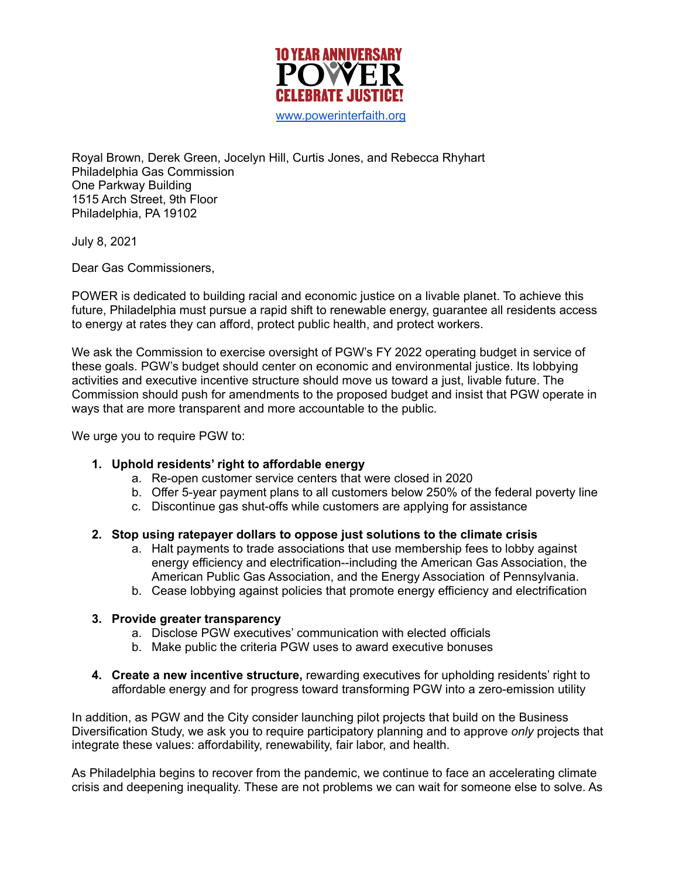10 YEAR ANNIVERSARY
POWER
CELEBRATE JUSTICE!

www.powerinterfaith.org

Royal Brown, Derek Green, Jocelyn Hill, Curtis Jones, and Rebecca Rhyhart
Philadelphia Gas Commission
One Parkway Building
1515 Arch Street, 9th Floor
Philadelphia, PA 19102

July 8, 2021

Dear Gas Commissioners,

POWER is dedicated to building racial and economic justice on a livable planet. To achieve this future, Philadelphia must pursue a rapid shift to renewable energy, guarantee all residents access to energy at rates they can afford, protect public health, and protect workers.

We ask the Commission to exercise oversight of PGW's FY 2022 operating budget in service of these goals. PGW's budget should center on economic and environmental justice. Its lobbying activities and executive incentive structure should move us toward a just, livable future. The Commission should push for amendments to the proposed budget and insist that PGW operate in ways that are more transparent and more accountable to the public.

We urge you to require PGW to:

1. **Uphold residents' right to affordable energy**
   a. Re-open customer service centers that were closed in 2020
   b. Offer 5-year payment plans to all customers below 250% of the federal poverty line
   c. Discontinue gas shut-offs while customers are applying for assistance

2. **Stop using ratepayer dollars to oppose just solutions to the climate crisis**
   a. Halt payments to trade associations that use membership fees to lobby against energy efficiency and electrification--including the American Gas Association, the American Public Gas Association, and the Energy Association of Pennsylvania.
   b. Cease lobbying against policies that promote energy efficiency and electrification

3. **Provide greater transparency**
   a. Disclose PGW executives' communication with elected officials
   b. Make public the criteria PGW uses to award executive bonuses

4. **Create a new incentive structure,** rewarding executives for upholding residents' right to affordable energy and for progress toward transforming PGW into a zero-emission utility

In addition, as PGW and the City consider launching pilot projects that build on the Business Diversification Study, we ask you to require participatory planning and to approve *only* projects that integrate these values: affordability, renewability, fair labor, and health.

As Philadelphia begins to recover from the pandemic, we continue to face an accelerating climate crisis and deepening inequality. These are not problems we can wait for someone else to solve. As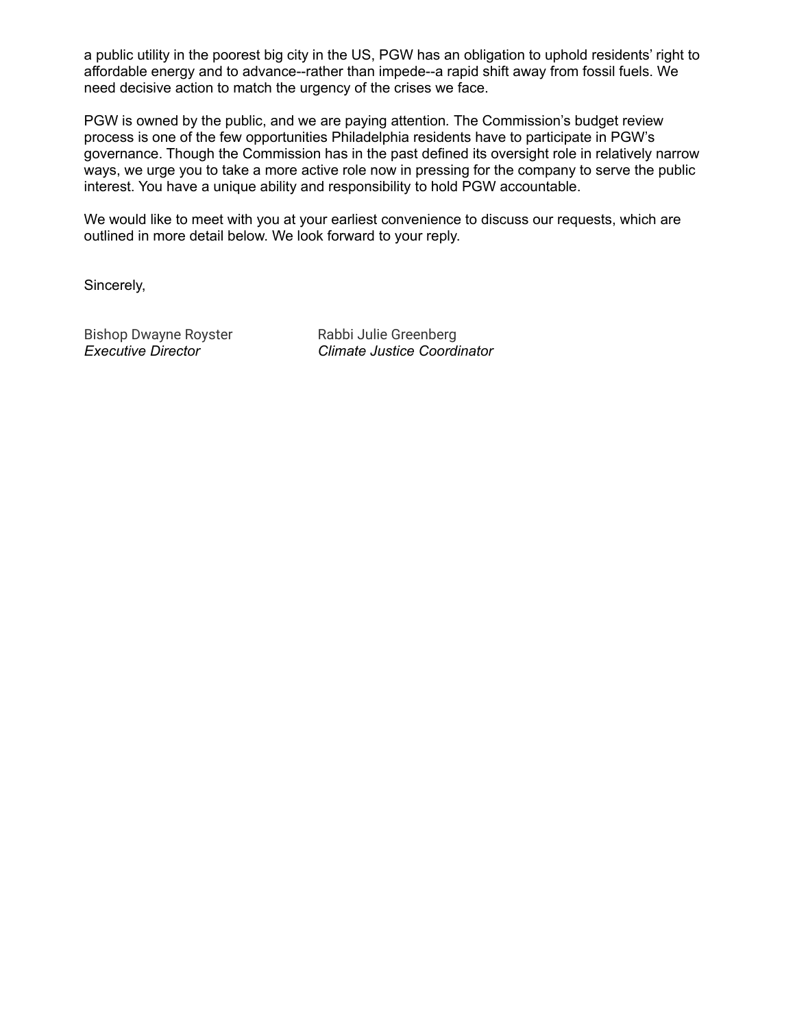a public utility in the poorest big city in the US, PGW has an obligation to uphold residents' right to affordable energy and to advance--rather than impede--a rapid shift away from fossil fuels. We need decisive action to match the urgency of the crises we face.

PGW is owned by the public, and we are paying attention. The Commission's budget review process is one of the few opportunities Philadelphia residents have to participate in PGW's governance. Though the Commission has in the past defined its oversight role in relatively narrow ways, we urge you to take a more active role now in pressing for the company to serve the public interest. You have a unique ability and responsibility to hold PGW accountable.

We would like to meet with you at your earliest convenience to discuss our requests, which are outlined in more detail below. We look forward to your reply.

Sincerely,

Bishop Dwayne Royster
*Executive Director*

Rabbi Julie Greenberg
*Climate Justice Coordinator*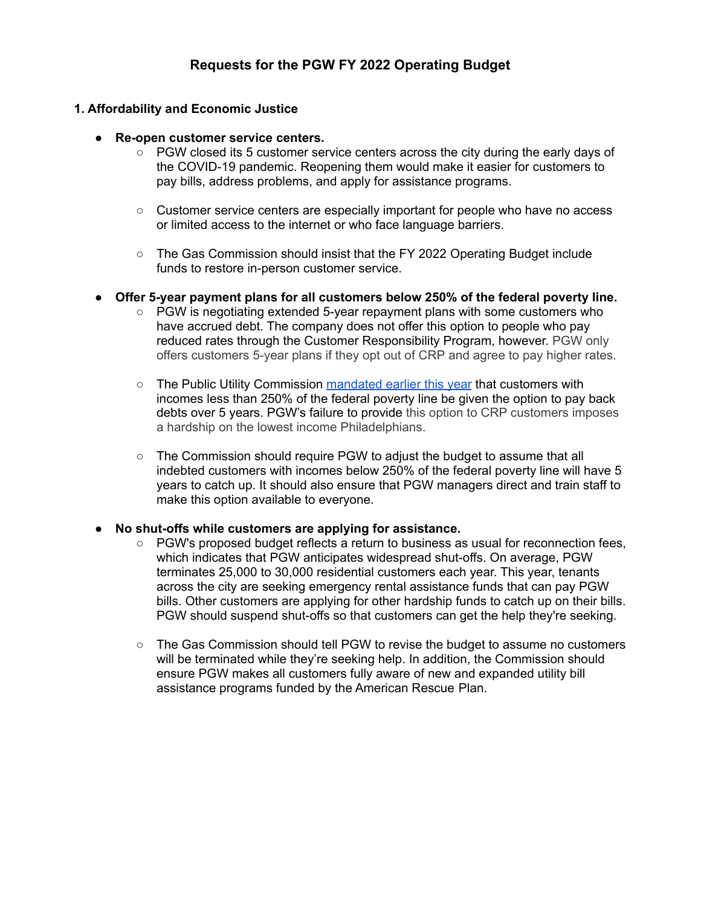# Requests for the PGW FY 2022 Operating Budget

## 1. Affordability and Economic Justice

- **Re-open customer service centers.**
  - PGW closed its 5 customer service centers across the city during the early days of the COVID-19 pandemic. Reopening them would make it easier for customers to pay bills, address problems, and apply for assistance programs.
  - Customer service centers are especially important for people who have no access or limited access to the internet or who face language barriers.
  - The Gas Commission should insist that the FY 2022 Operating Budget include funds to restore in-person customer service.

- **Offer 5-year payment plans for all customers below 250% of the federal poverty line.**
  - PGW is negotiating extended 5-year repayment plans with some customers who have accrued debt. The company does not offer this option to people who pay reduced rates through the Customer Responsibility Program, however. PGW only offers customers 5-year plans if they opt out of CRP and agree to pay higher rates.
  - The Public Utility Commission mandated earlier this year that customers with incomes less than 250% of the federal poverty line be given the option to pay back debts over 5 years. PGW's failure to provide this option to CRP customers imposes a hardship on the lowest income Philadelphians.
  - The Commission should require PGW to adjust the budget to assume that all indebted customers with incomes below 250% of the federal poverty line will have 5 years to catch up. It should also ensure that PGW managers direct and train staff to make this option available to everyone.

- **No shut-offs while customers are applying for assistance.**
  - PGW's proposed budget reflects a return to business as usual for reconnection fees, which indicates that PGW anticipates widespread shut-offs. On average, PGW terminates 25,000 to 30,000 residential customers each year. This year, tenants across the city are seeking emergency rental assistance funds that can pay PGW bills. Other customers are applying for other hardship funds to catch up on their bills. PGW should suspend shut-offs so that customers can get the help they're seeking.
  - The Gas Commission should tell PGW to revise the budget to assume no customers will be terminated while they're seeking help. In addition, the Commission should ensure PGW makes all customers fully aware of new and expanded utility bill assistance programs funded by the American Rescue Plan.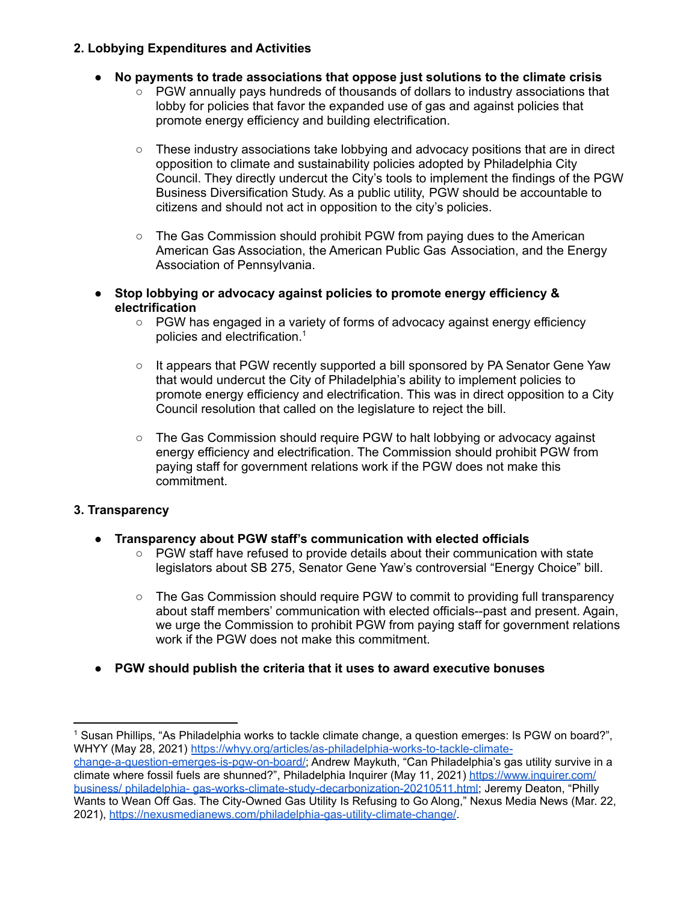**2. Lobbying Expenditures and Activities**

- **No payments to trade associations that oppose just solutions to the climate crisis**
  - PGW annually pays hundreds of thousands of dollars to industry associations that lobby for policies that favor the expanded use of gas and against policies that promote energy efficiency and building electrification.

  - These industry associations take lobbying and advocacy positions that are in direct opposition to climate and sustainability policies adopted by Philadelphia City Council. They directly undercut the City's tools to implement the findings of the PGW Business Diversification Study. As a public utility, PGW should be accountable to citizens and should not act in opposition to the city's policies.

  - The Gas Commission should prohibit PGW from paying dues to the American American Gas Association, the American Public Gas Association, and the Energy Association of Pennsylvania.

- **Stop lobbying or advocacy against policies to promote energy efficiency & electrification**
  - PGW has engaged in a variety of forms of advocacy against energy efficiency policies and electrification.[1]

  - It appears that PGW recently supported a bill sponsored by PA Senator Gene Yaw that would undercut the City of Philadelphia's ability to implement policies to promote energy efficiency and electrification. This was in direct opposition to a City Council resolution that called on the legislature to reject the bill.

  - The Gas Commission should require PGW to halt lobbying or advocacy against energy efficiency and electrification. The Commission should prohibit PGW from paying staff for government relations work if the PGW does not make this commitment.

**3. Transparency**

- **Transparency about PGW staff's communication with elected officials**
  - PGW staff have refused to provide details about their communication with state legislators about SB 275, Senator Gene Yaw's controversial "Energy Choice" bill.

  - The Gas Commission should require PGW to commit to providing full transparency about staff members' communication with elected officials--past and present. Again, we urge the Commission to prohibit PGW from paying staff for government relations work if the PGW does not make this commitment.

- **PGW should publish the criteria that it uses to award executive bonuses**

---

[1] Susan Phillips, "As Philadelphia works to tackle climate change, a question emerges: Is PGW on board?", WHYY (May 28, 2021) https://whyy.org/articles/as-philadelphia-works-to-tackle-climate-change-a-question-emerges-is-pgw-on-board/; Andrew Maykuth, "Can Philadelphia's gas utility survive in a climate where fossil fuels are shunned?", Philadelphia Inquirer (May 11, 2021) https://www.inquirer.com/business/ philadelphia- gas-works-climate-study-decarbonization-20210511.html; Jeremy Deaton, "Philly Wants to Wean Off Gas. The City-Owned Gas Utility Is Refusing to Go Along," Nexus Media News (Mar. 22, 2021), https://nexusmedianews.com/philadelphia-gas-utility-climate-change/.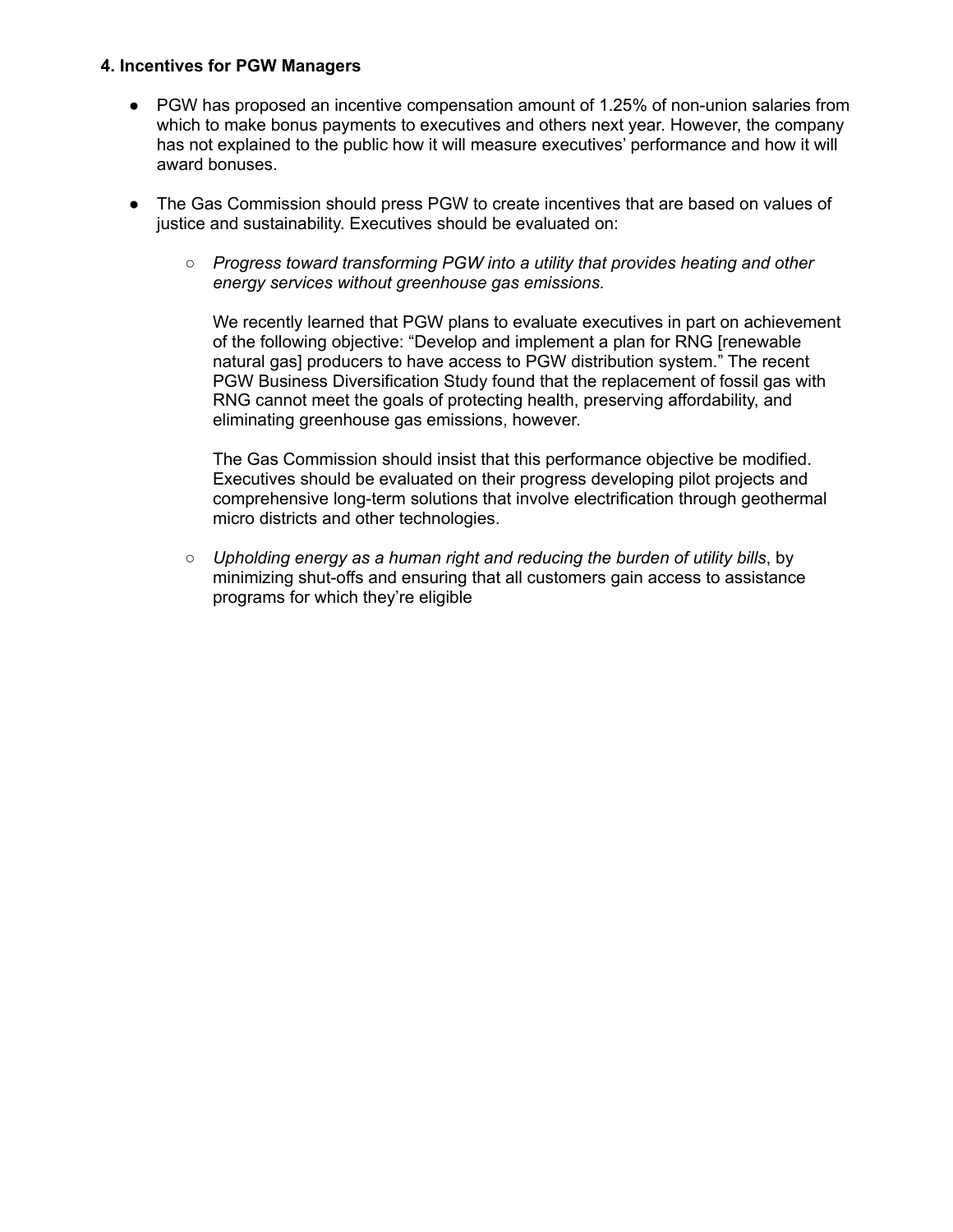**4. Incentives for PGW Managers**

- PGW has proposed an incentive compensation amount of 1.25% of non-union salaries from which to make bonus payments to executives and others next year. However, the company has not explained to the public how it will measure executives' performance and how it will award bonuses.

- The Gas Commission should press PGW to create incentives that are based on values of justice and sustainability. Executives should be evaluated on:

  - *Progress toward transforming PGW into a utility that provides heating and other energy services without greenhouse gas emissions.*

    We recently learned that PGW plans to evaluate executives in part on achievement of the following objective: "Develop and implement a plan for RNG [renewable natural gas] producers to have access to PGW distribution system." The recent PGW Business Diversification Study found that the replacement of fossil gas with RNG cannot meet the goals of protecting health, preserving affordability, and eliminating greenhouse gas emissions, however.

    The Gas Commission should insist that this performance objective be modified. Executives should be evaluated on their progress developing pilot projects and comprehensive long-term solutions that involve electrification through geothermal micro districts and other technologies.

  - *Upholding energy as a human right and reducing the burden of utility bills*, by minimizing shut-offs and ensuring that all customers gain access to assistance programs for which they're eligible